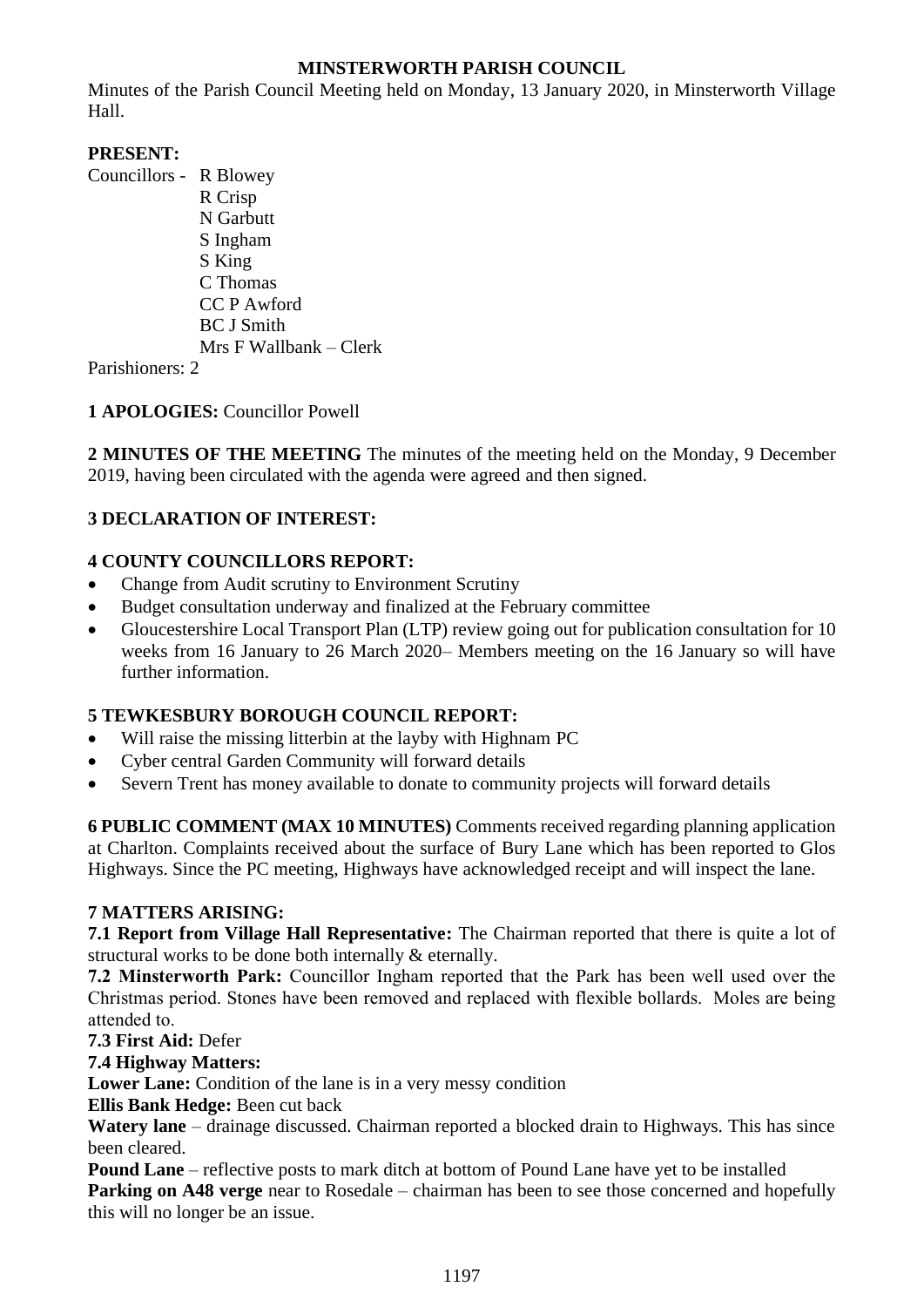# MINSTERWORTH PARISH COUNCIL

Minutes of the Parish Council Meeting held on Monday, 13 January 2020, in Minsterworth Village Hall.

**PRESENT:**

Councillors - R Blowey
R Crisp
N Garbutt
S Ingham
S King
C Thomas
CC P Awford
BC J Smith
Mrs F Wallbank – Clerk

Parishioners: 2

**1 APOLOGIES:** Councillor Powell

**2 MINUTES OF THE MEETING** The minutes of the meeting held on the Monday, 9 December 2019, having been circulated with the agenda were agreed and then signed.

**3 DECLARATION OF INTEREST:**

**4 COUNTY COUNCILLORS REPORT:**

- Change from Audit scrutiny to Environment Scrutiny
- Budget consultation underway and finalized at the February committee
- Gloucestershire Local Transport Plan (LTP) review going out for publication consultation for 10 weeks from 16 January to 26 March 2020– Members meeting on the 16 January so will have further information.

**5 TEWKESBURY BOROUGH COUNCIL REPORT:**

- Will raise the missing litterbin at the layby with Highnam PC
- Cyber central Garden Community will forward details
- Severn Trent has money available to donate to community projects will forward details

**6 PUBLIC COMMENT (MAX 10 MINUTES)** Comments received regarding planning application at Charlton. Complaints received about the surface of Bury Lane which has been reported to Glos Highways. Since the PC meeting, Highways have acknowledged receipt and will inspect the lane.

**7 MATTERS ARISING:**

**7.1 Report from Village Hall Representative:** The Chairman reported that there is quite a lot of structural works to be done both internally & eternally.

**7.2 Minsterworth Park:** Councillor Ingham reported that the Park has been well used over the Christmas period. Stones have been removed and replaced with flexible bollards. Moles are being attended to.

**7.3 First Aid:** Defer

**7.4 Highway Matters:**

**Lower Lane:** Condition of the lane is in a very messy condition

**Ellis Bank Hedge:** Been cut back

**Watery lane** – drainage discussed. Chairman reported a blocked drain to Highways. This has since been cleared.

**Pound Lane** – reflective posts to mark ditch at bottom of Pound Lane have yet to be installed

**Parking on A48 verge** near to Rosedale – chairman has been to see those concerned and hopefully this will no longer be an issue.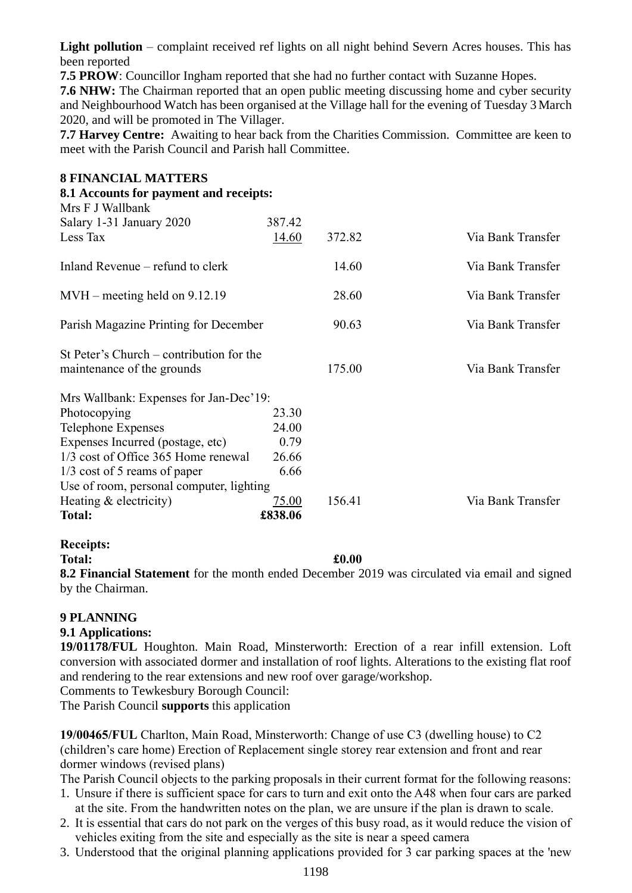**Light pollution** – complaint received ref lights on all night behind Severn Acres houses. This has been reported

**7.5 PROW**: Councillor Ingham reported that she had no further contact with Suzanne Hopes.

**7.6 NHW:** The Chairman reported that an open public meeting discussing home and cyber security and Neighbourhood Watch has been organised at the Village hall for the evening of Tuesday 3 March 2020, and will be promoted in The Villager.

**7.7 Harvey Centre:** Awaiting to hear back from the Charities Commission. Committee are keen to meet with the Parish Council and Parish hall Committee.

## 8 FINANCIAL MATTERS

### 8.1 Accounts for payment and receipts:

| | | | |
|---|---|---|---|
| Mrs F J Wallbank | | | |
| Salary 1-31 January 2020 | 387.42 | | |
| Less Tax | 14.60 | 372.82 | Via Bank Transfer |
| Inland Revenue – refund to clerk | | 14.60 | Via Bank Transfer |
| MVH – meeting held on 9.12.19 | | 28.60 | Via Bank Transfer |
| Parish Magazine Printing for December | | 90.63 | Via Bank Transfer |
| St Peter's Church – contribution for the maintenance of the grounds | | 175.00 | Via Bank Transfer |
| Mrs Wallbank: Expenses for Jan-Dec'19: | | | |
| Photocopying | 23.30 | | |
| Telephone Expenses | 24.00 | | |
| Expenses Incurred (postage, etc) | 0.79 | | |
| 1/3 cost of Office 365 Home renewal | 26.66 | | |
| 1/3 cost of 5 reams of paper | 6.66 | | |
| Use of room, personal computer, lighting Heating & electricity) | 75.00 | 156.41 | Via Bank Transfer |
| **Total:** | **£838.06** | | |

**Receipts:**

**Total:** **£0.00**

**8.2 Financial Statement** for the month ended December 2019 was circulated via email and signed by the Chairman.

## 9 PLANNING

### 9.1 Applications:

**19/01178/FUL** Houghton. Main Road, Minsterworth: Erection of a rear infill extension. Loft conversion with associated dormer and installation of roof lights. Alterations to the existing flat roof and rendering to the rear extensions and new roof over garage/workshop.

Comments to Tewkesbury Borough Council:

The Parish Council **supports** this application

**19/00465/FUL** Charlton, Main Road, Minsterworth: Change of use C3 (dwelling house) to C2 (children's care home) Erection of Replacement single storey rear extension and front and rear dormer windows (revised plans)

The Parish Council objects to the parking proposals in their current format for the following reasons:

1. Unsure if there is sufficient space for cars to turn and exit onto the A48 when four cars are parked at the site. From the handwritten notes on the plan, we are unsure if the plan is drawn to scale.
2. It is essential that cars do not park on the verges of this busy road, as it would reduce the vision of vehicles exiting from the site and especially as the site is near a speed camera
3. Understood that the original planning applications provided for 3 car parking spaces at the 'new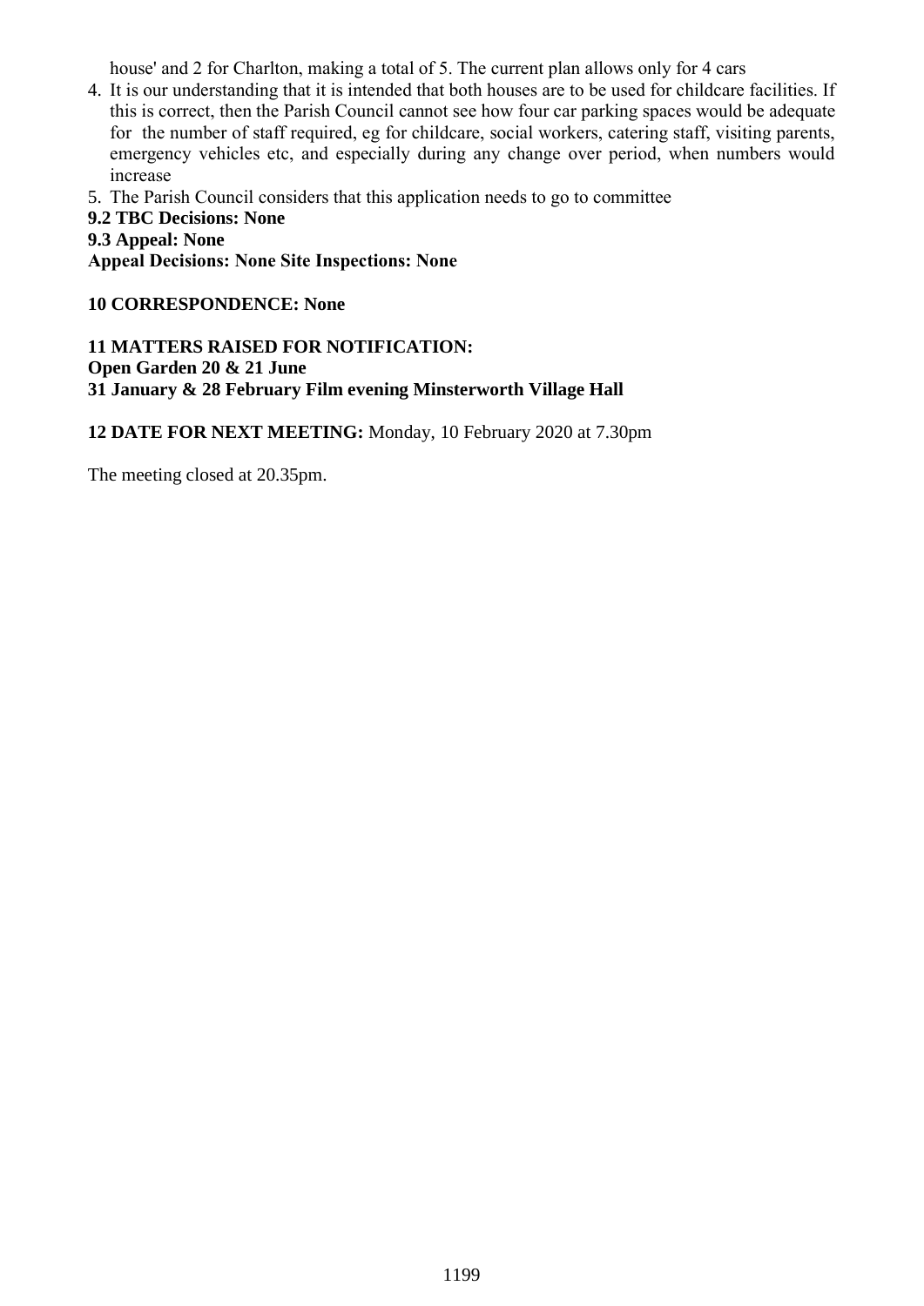house' and 2 for Charlton, making a total of 5. The current plan allows only for 4 cars

4. It is our understanding that it is intended that both houses are to be used for childcare facilities. If this is correct, then the Parish Council cannot see how four car parking spaces would be adequate for the number of staff required, eg for childcare, social workers, catering staff, visiting parents, emergency vehicles etc, and especially during any change over period, when numbers would increase
5. The Parish Council considers that this application needs to go to committee

**9.2 TBC Decisions: None**

**9.3 Appeal: None**

**Appeal Decisions: None Site Inspections: None**

**10 CORRESPONDENCE: None**

**11 MATTERS RAISED FOR NOTIFICATION:**

**Open Garden 20 & 21 June**

**31 January & 28 February Film evening Minsterworth Village Hall**

**12 DATE FOR NEXT MEETING:** Monday, 10 February 2020 at 7.30pm

The meeting closed at 20.35pm.